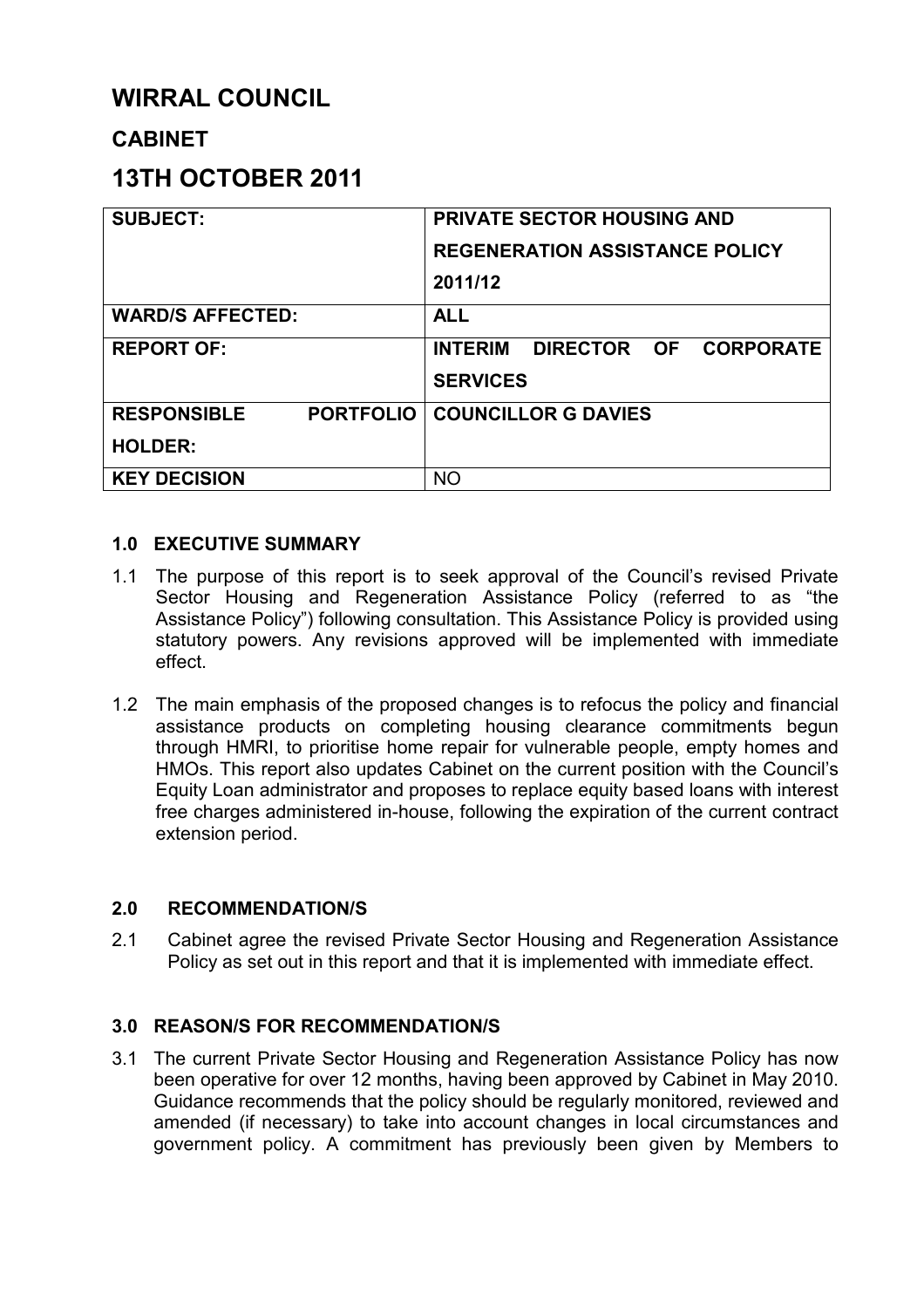# WIRRAL COUNCIL

## CABINET

## 13TH OCTOBER 2011

| | |
|---|---|
| **SUBJECT:** | **PRIVATE SECTOR HOUSING AND REGENERATION ASSISTANCE POLICY 2011/12** |
| **WARD/S AFFECTED:** | **ALL** |
| **REPORT OF:** | **INTERIM DIRECTOR OF CORPORATE SERVICES** |
| **RESPONSIBLE PORTFOLIO HOLDER:** | **COUNCILLOR G DAVIES** |
| **KEY DECISION** | NO |

### 1.0 EXECUTIVE SUMMARY

1.1 The purpose of this report is to seek approval of the Council's revised Private Sector Housing and Regeneration Assistance Policy (referred to as "the Assistance Policy") following consultation. This Assistance Policy is provided using statutory powers. Any revisions approved will be implemented with immediate effect.

1.2 The main emphasis of the proposed changes is to refocus the policy and financial assistance products on completing housing clearance commitments begun through HMRI, to prioritise home repair for vulnerable people, empty homes and HMOs. This report also updates Cabinet on the current position with the Council's Equity Loan administrator and proposes to replace equity based loans with interest free charges administered in-house, following the expiration of the current contract extension period.

### 2.0 RECOMMENDATION/S

2.1 Cabinet agree the revised Private Sector Housing and Regeneration Assistance Policy as set out in this report and that it is implemented with immediate effect.

### 3.0 REASON/S FOR RECOMMENDATION/S

3.1 The current Private Sector Housing and Regeneration Assistance Policy has now been operative for over 12 months, having been approved by Cabinet in May 2010. Guidance recommends that the policy should be regularly monitored, reviewed and amended (if necessary) to take into account changes in local circumstances and government policy. A commitment has previously been given by Members to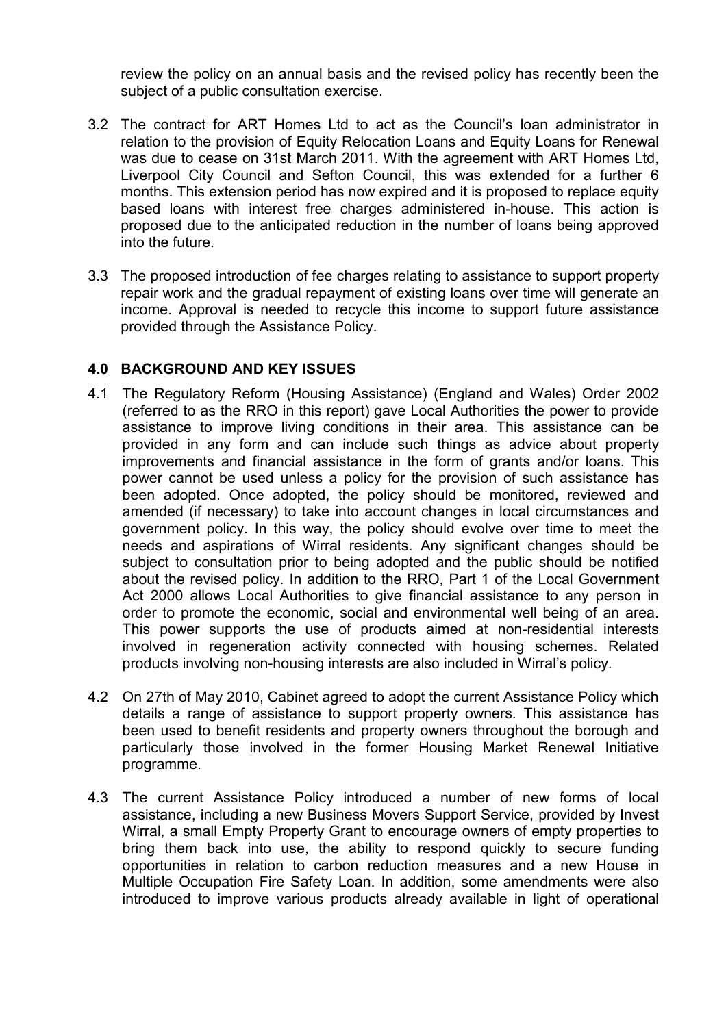review the policy on an annual basis and the revised policy has recently been the subject of a public consultation exercise.

3.2 The contract for ART Homes Ltd to act as the Council's loan administrator in relation to the provision of Equity Relocation Loans and Equity Loans for Renewal was due to cease on 31st March 2011. With the agreement with ART Homes Ltd, Liverpool City Council and Sefton Council, this was extended for a further 6 months. This extension period has now expired and it is proposed to replace equity based loans with interest free charges administered in-house. This action is proposed due to the anticipated reduction in the number of loans being approved into the future.

3.3 The proposed introduction of fee charges relating to assistance to support property repair work and the gradual repayment of existing loans over time will generate an income. Approval is needed to recycle this income to support future assistance provided through the Assistance Policy.

## 4.0 BACKGROUND AND KEY ISSUES

4.1 The Regulatory Reform (Housing Assistance) (England and Wales) Order 2002 (referred to as the RRO in this report) gave Local Authorities the power to provide assistance to improve living conditions in their area. This assistance can be provided in any form and can include such things as advice about property improvements and financial assistance in the form of grants and/or loans. This power cannot be used unless a policy for the provision of such assistance has been adopted. Once adopted, the policy should be monitored, reviewed and amended (if necessary) to take into account changes in local circumstances and government policy. In this way, the policy should evolve over time to meet the needs and aspirations of Wirral residents. Any significant changes should be subject to consultation prior to being adopted and the public should be notified about the revised policy. In addition to the RRO, Part 1 of the Local Government Act 2000 allows Local Authorities to give financial assistance to any person in order to promote the economic, social and environmental well being of an area. This power supports the use of products aimed at non-residential interests involved in regeneration activity connected with housing schemes. Related products involving non-housing interests are also included in Wirral's policy.

4.2 On 27th of May 2010, Cabinet agreed to adopt the current Assistance Policy which details a range of assistance to support property owners. This assistance has been used to benefit residents and property owners throughout the borough and particularly those involved in the former Housing Market Renewal Initiative programme.

4.3 The current Assistance Policy introduced a number of new forms of local assistance, including a new Business Movers Support Service, provided by Invest Wirral, a small Empty Property Grant to encourage owners of empty properties to bring them back into use, the ability to respond quickly to secure funding opportunities in relation to carbon reduction measures and a new House in Multiple Occupation Fire Safety Loan. In addition, some amendments were also introduced to improve various products already available in light of operational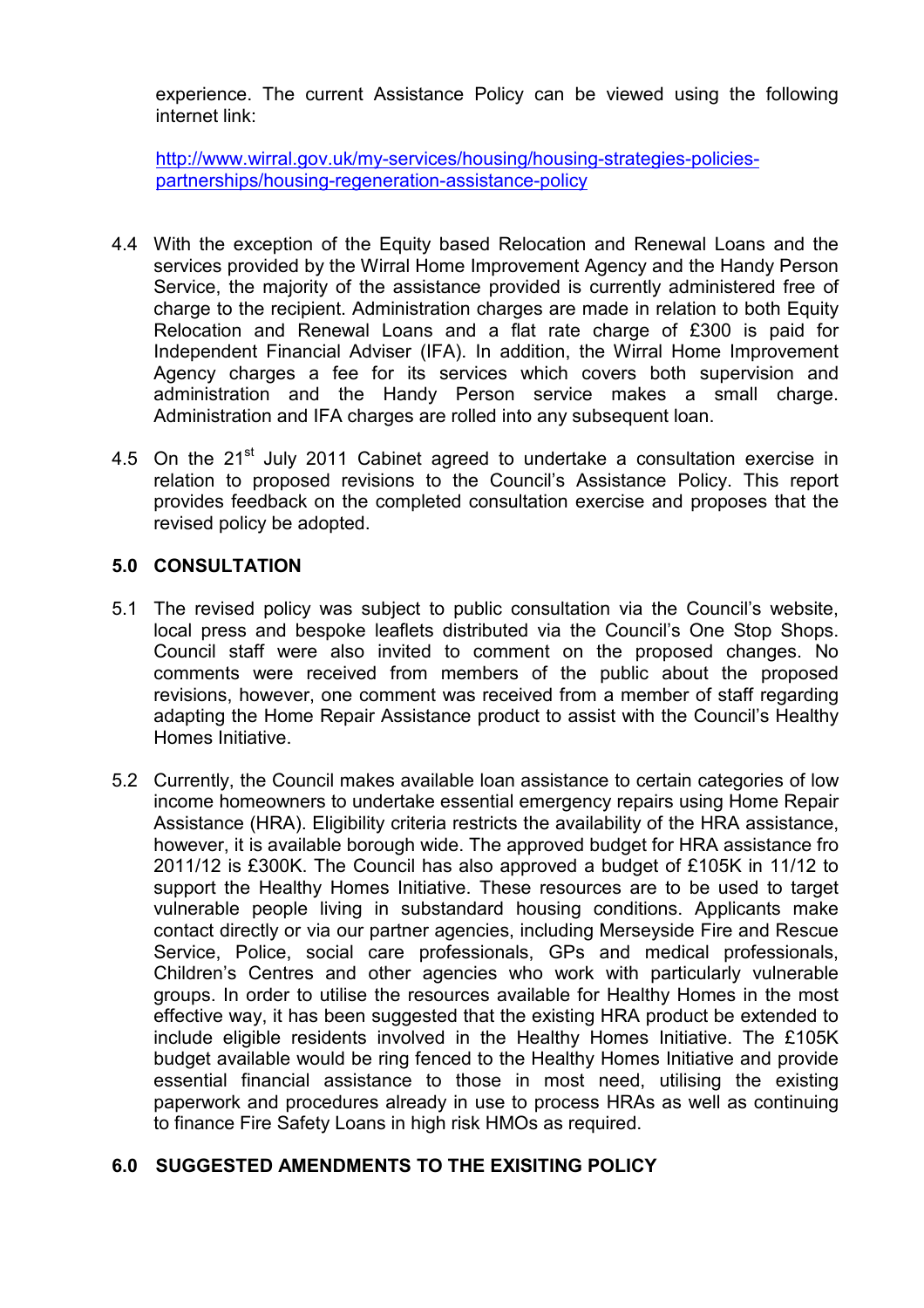experience. The current Assistance Policy can be viewed using the following internet link:

http://www.wirral.gov.uk/my-services/housing/housing-strategies-policies-partnerships/housing-regeneration-assistance-policy

4.4 With the exception of the Equity based Relocation and Renewal Loans and the services provided by the Wirral Home Improvement Agency and the Handy Person Service, the majority of the assistance provided is currently administered free of charge to the recipient. Administration charges are made in relation to both Equity Relocation and Renewal Loans and a flat rate charge of £300 is paid for Independent Financial Adviser (IFA). In addition, the Wirral Home Improvement Agency charges a fee for its services which covers both supervision and administration and the Handy Person service makes a small charge. Administration and IFA charges are rolled into any subsequent loan.

4.5 On the 21st July 2011 Cabinet agreed to undertake a consultation exercise in relation to proposed revisions to the Council's Assistance Policy. This report provides feedback on the completed consultation exercise and proposes that the revised policy be adopted.

## 5.0 CONSULTATION

5.1 The revised policy was subject to public consultation via the Council's website, local press and bespoke leaflets distributed via the Council's One Stop Shops. Council staff were also invited to comment on the proposed changes. No comments were received from members of the public about the proposed revisions, however, one comment was received from a member of staff regarding adapting the Home Repair Assistance product to assist with the Council's Healthy Homes Initiative.

5.2 Currently, the Council makes available loan assistance to certain categories of low income homeowners to undertake essential emergency repairs using Home Repair Assistance (HRA). Eligibility criteria restricts the availability of the HRA assistance, however, it is available borough wide. The approved budget for HRA assistance fro 2011/12 is £300K. The Council has also approved a budget of £105K in 11/12 to support the Healthy Homes Initiative. These resources are to be used to target vulnerable people living in substandard housing conditions. Applicants make contact directly or via our partner agencies, including Merseyside Fire and Rescue Service, Police, social care professionals, GPs and medical professionals, Children's Centres and other agencies who work with particularly vulnerable groups. In order to utilise the resources available for Healthy Homes in the most effective way, it has been suggested that the existing HRA product be extended to include eligible residents involved in the Healthy Homes Initiative. The £105K budget available would be ring fenced to the Healthy Homes Initiative and provide essential financial assistance to those in most need, utilising the existing paperwork and procedures already in use to process HRAs as well as continuing to finance Fire Safety Loans in high risk HMOs as required.

## 6.0 SUGGESTED AMENDMENTS TO THE EXISITING POLICY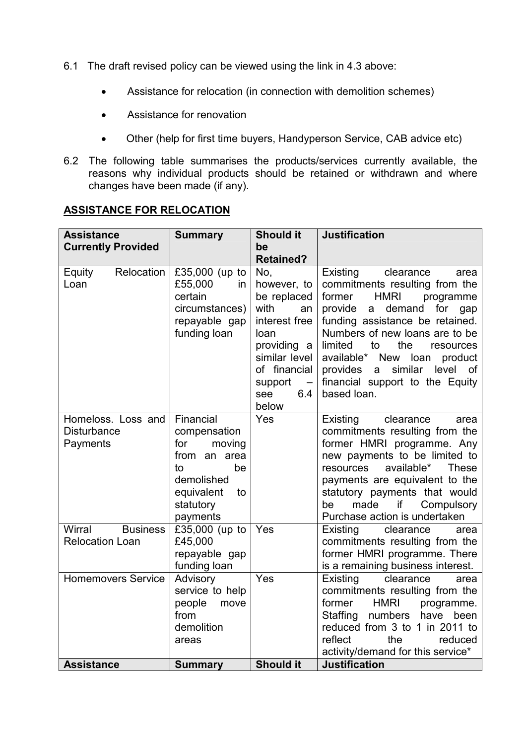6.1 The draft revised policy can be viewed using the link in 4.3 above:

- Assistance for relocation (in connection with demolition schemes)
- Assistance for renovation
- Other (help for first time buyers, Handyperson Service, CAB advice etc)

6.2 The following table summarises the products/services currently available, the reasons why individual products should be retained or withdrawn and where changes have been made (if any).

**ASSISTANCE FOR RELOCATION**

| Assistance Currently Provided | Summary | Should it be Retained? | Justification |
|---|---|---|---|
| Equity Relocation Loan | £35,000 (up to £55,000 in certain circumstances) repayable gap funding loan | No, however, to be replaced with an interest free loan providing a similar level of financial support – see 6.4 below | Existing clearance area commitments resulting from the former HMRI programme provide a demand for gap funding assistance be retained. Numbers of new loans are to be limited to the resources available* New loan product provides a similar level of financial support to the Equity based loan. |
| Homeloss. Loss and Disturbance Payments | Financial compensation for moving from an area to be demolished equivalent to statutory payments | Yes | Existing clearance area commitments resulting from the former HMRI programme. Any new payments to be limited to resources available* These payments are equivalent to the statutory payments that would be made if Compulsory Purchase action is undertaken |
| Wirral Business Relocation Loan | £35,000 (up to £45,000 repayable gap funding loan | Yes | Existing clearance area commitments resulting from the former HMRI programme. There is a remaining business interest. |
| Homemovers Service | Advisory service to help people move from demolition areas | Yes | Existing clearance area commitments resulting from the former HMRI programme. Staffing numbers have been reduced from 3 to 1 in 2011 to reflect the reduced activity/demand for this service* |
| **Assistance** | **Summary** | **Should it** | **Justification** |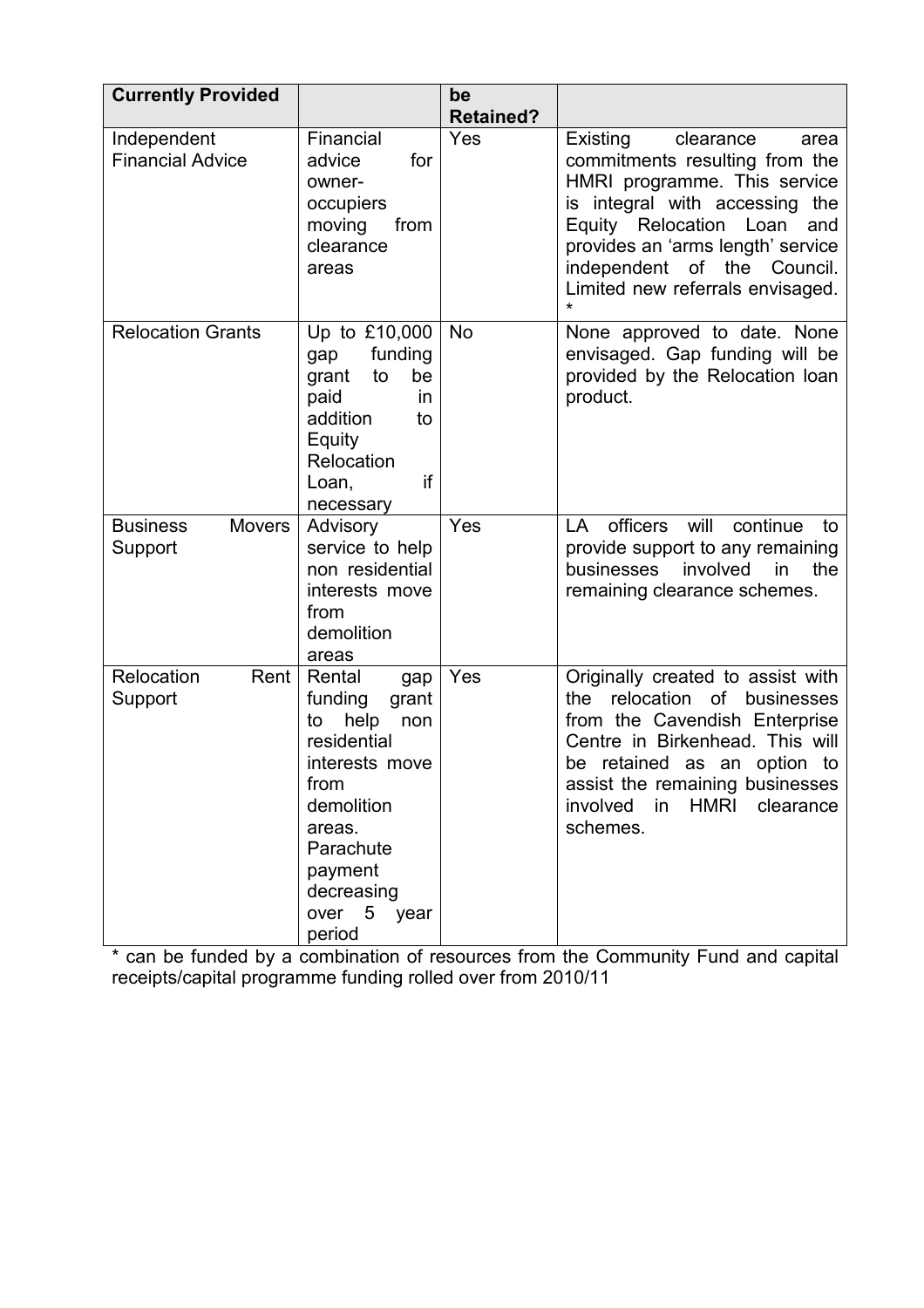| Currently Provided | | be Retained? | |
|---|---|---|---|
| Independent Financial Advice | Financial advice for owner-occupiers moving from clearance areas | Yes | Existing clearance area commitments resulting from the HMRI programme. This service is integral with accessing the Equity Relocation Loan and provides an 'arms length' service independent of the Council. Limited new referrals envisaged. * |
| Relocation Grants | Up to £10,000 gap funding grant to be paid in addition to Equity Relocation Loan, if necessary | No | None approved to date. None envisaged. Gap funding will be provided by the Relocation loan product. |
| Business Movers Support | Advisory service to help non residential interests move from demolition areas | Yes | LA officers will continue to provide support to any remaining businesses involved in the remaining clearance schemes. |
| Relocation Rent Support | Rental gap funding grant to help non residential interests move from demolition areas. Parachute payment decreasing over 5 year period | Yes | Originally created to assist with the relocation of businesses from the Cavendish Enterprise Centre in Birkenhead. This will be retained as an option to assist the remaining businesses involved in HMRI clearance schemes. |

* can be funded by a combination of resources from the Community Fund and capital receipts/capital programme funding rolled over from 2010/11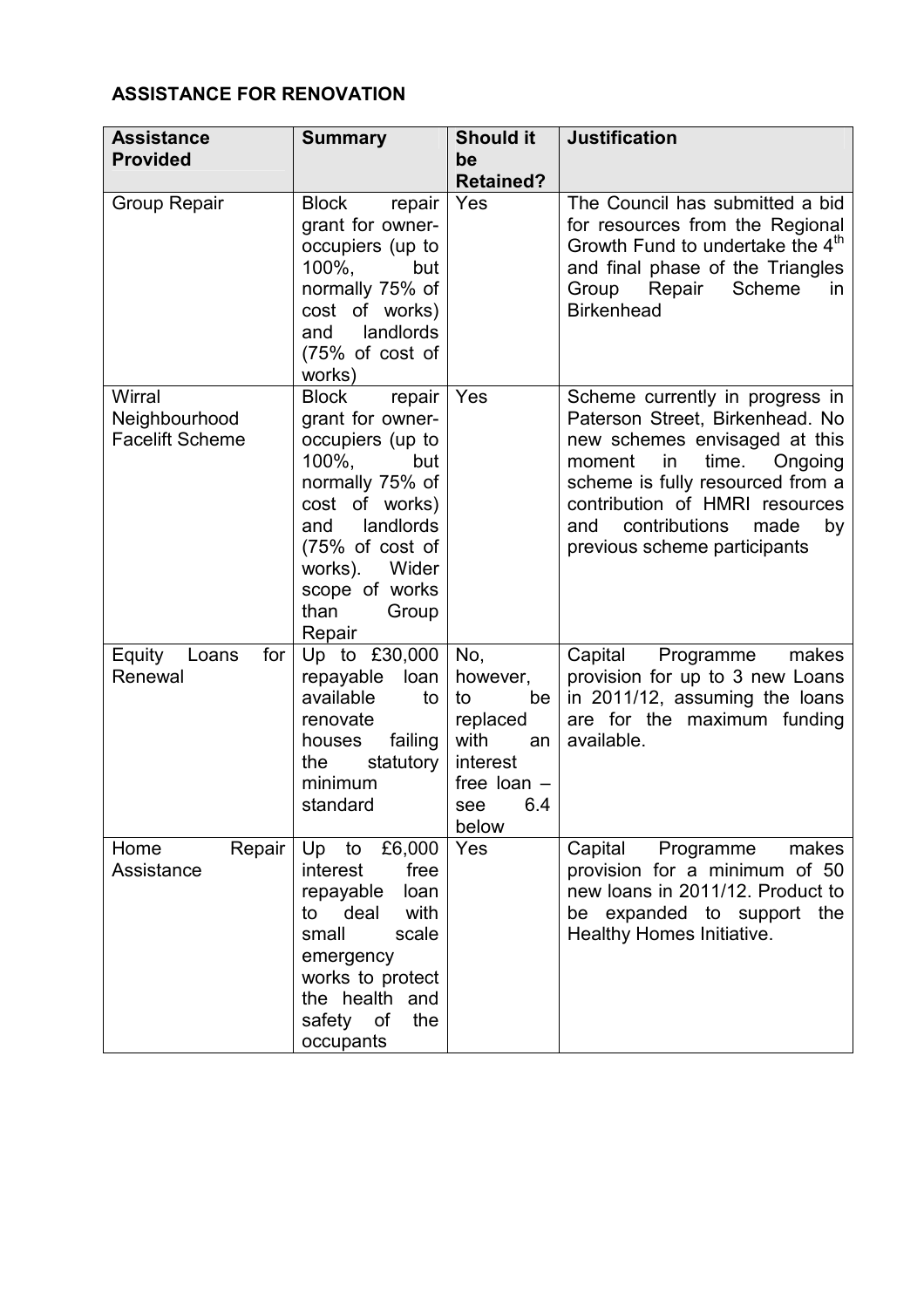**ASSISTANCE FOR RENOVATION**

| Assistance Provided | Summary | Should it be Retained? | Justification |
|---|---|---|---|
| Group Repair | Block repair grant for owner-occupiers (up to 100%, but normally 75% of cost of works) and landlords (75% of cost of works) | Yes | The Council has submitted a bid for resources from the Regional Growth Fund to undertake the 4th and final phase of the Triangles Group Repair Scheme in Birkenhead |
| Wirral Neighbourhood Facelift Scheme | Block repair grant for owner-occupiers (up to 100%, but normally 75% of cost of works) and landlords (75% of cost of works). Wider scope of works than Group Repair | Yes | Scheme currently in progress in Paterson Street, Birkenhead. No new schemes envisaged at this moment in time. Ongoing scheme is fully resourced from a contribution of HMRI resources and contributions made by previous scheme participants |
| Equity Loans for Renewal | Up to £30,000 repayable loan available to renovate houses failing the statutory minimum standard | No, however, to be replaced with an interest free loan – see 6.4 below | Capital Programme makes provision for up to 3 new Loans in 2011/12, assuming the loans are for the maximum funding available. |
| Home Repair Assistance | Up to £6,000 interest free repayable loan to deal with small scale emergency works to protect the health and safety of the occupants | Yes | Capital Programme makes provision for a minimum of 50 new loans in 2011/12. Product to be expanded to support the Healthy Homes Initiative. |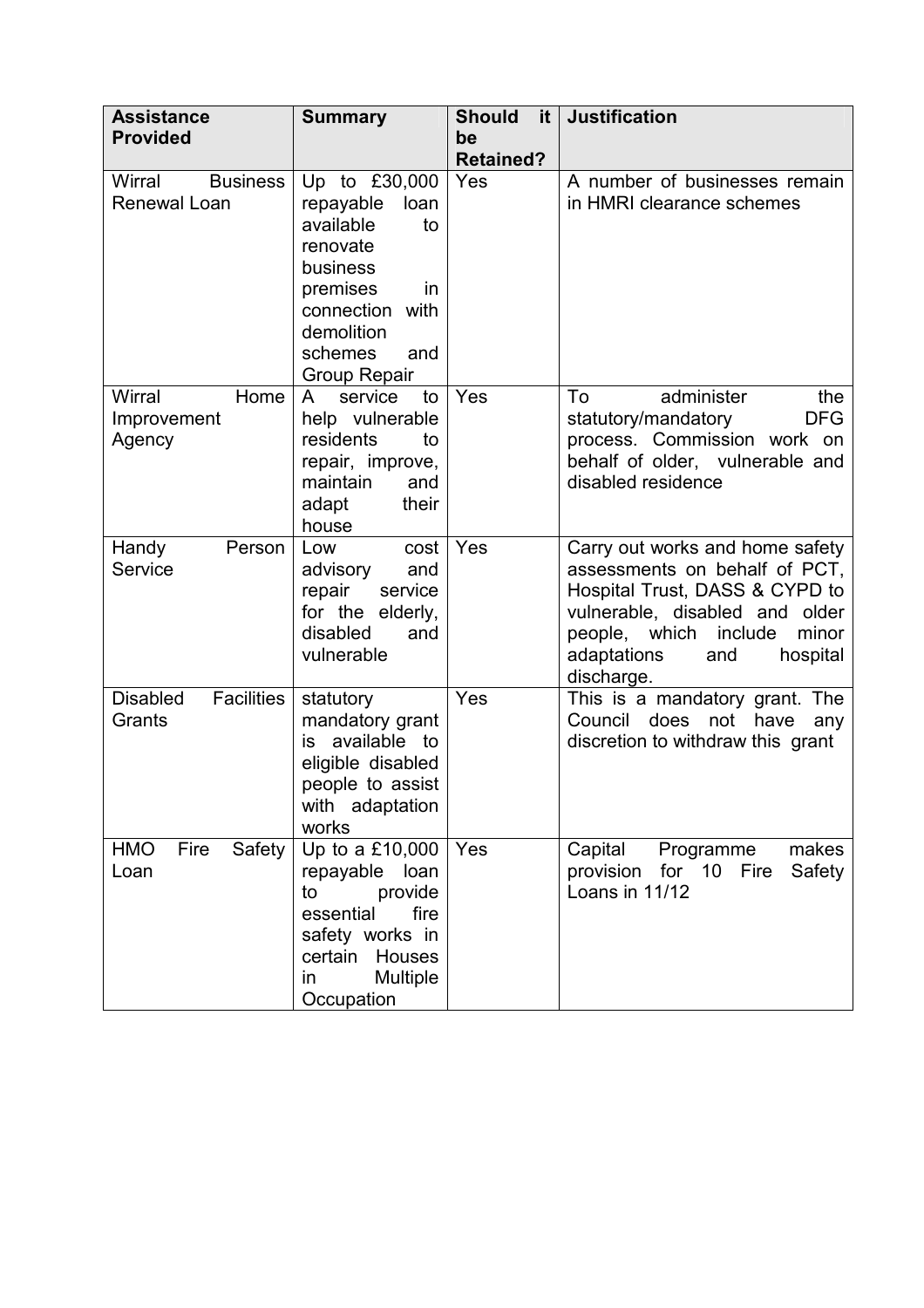| Assistance Provided | Summary | Should it be Retained? | Justification |
|---|---|---|---|
| Wirral Business Renewal Loan | Up to £30,000 repayable loan available to renovate business premises in connection with demolition schemes and Group Repair | Yes | A number of businesses remain in HMRI clearance schemes |
| Wirral Home Improvement Agency | A service to help vulnerable residents to repair, improve, maintain and adapt their house | Yes | To administer the statutory/mandatory DFG process. Commission work on behalf of older, vulnerable and disabled residence |
| Handy Person Service | Low cost advisory and repair service for the elderly, disabled and vulnerable | Yes | Carry out works and home safety assessments on behalf of PCT, Hospital Trust, DASS & CYPD to vulnerable, disabled and older people, which include minor adaptations and hospital discharge. |
| Disabled Facilities Grants | statutory mandatory grant is available to eligible disabled people to assist with adaptation works | Yes | This is a mandatory grant. The Council does not have any discretion to withdraw this grant |
| HMO Fire Safety Loan | Up to a £10,000 repayable loan to provide essential fire safety works in certain Houses in Multiple Occupation | Yes | Capital Programme makes provision for 10 Fire Safety Loans in 11/12 |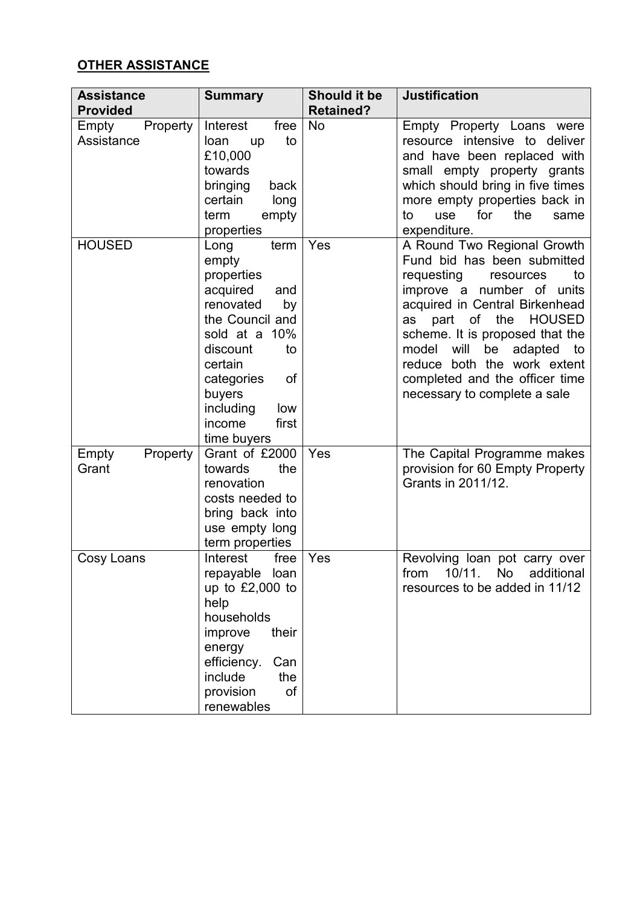**OTHER ASSISTANCE**

| Assistance Provided | Summary | Should it be Retained? | Justification |
|---|---|---|---|
| Empty Property Assistance | Interest free loan up to £10,000 towards bringing back certain long term empty properties | No | Empty Property Loans were resource intensive to deliver and have been replaced with small empty property grants which should bring in five times more empty properties back in to use for the same expenditure. |
| HOUSED | Long term empty properties acquired and renovated by the Council and sold at a 10% discount to certain categories of buyers including low income first time buyers | Yes | A Round Two Regional Growth Fund bid has been submitted requesting resources to improve a number of units acquired in Central Birkenhead as part of the HOUSED scheme. It is proposed that the model will be adapted to reduce both the work extent completed and the officer time necessary to complete a sale |
| Empty Property Grant | Grant of £2000 towards the renovation costs needed to bring back into use empty long term properties | Yes | The Capital Programme makes provision for 60 Empty Property Grants in 2011/12. |
| Cosy Loans | Interest free repayable loan up to £2,000 to help households improve their energy efficiency. Can include the provision of renewables | Yes | Revolving loan pot carry over from 10/11. No additional resources to be added in 11/12 |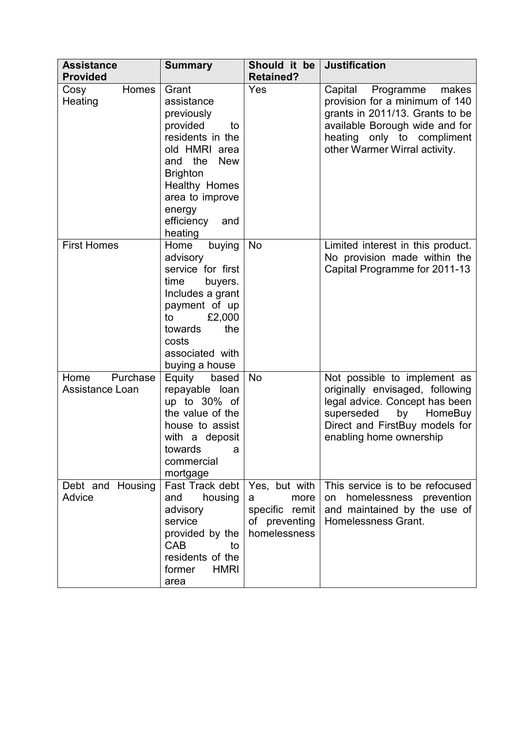| Assistance Provided | Summary | Should it be Retained? | Justification |
|---|---|---|---|
| Cosy Homes Heating | Grant assistance previously provided to residents in the old HMRI area and the New Brighton Healthy Homes area to improve energy efficiency and heating | Yes | Capital Programme makes provision for a minimum of 140 grants in 2011/13. Grants to be available Borough wide and for heating only to compliment other Warmer Wirral activity. |
| First Homes | Home buying advisory service for first time buyers. Includes a grant payment of up to £2,000 towards the costs associated with buying a house | No | Limited interest in this product. No provision made within the Capital Programme for 2011-13 |
| Home Purchase Assistance Loan | Equity based repayable loan up to 30% of the value of the house to assist with a deposit towards a commercial mortgage | No | Not possible to implement as originally envisaged, following legal advice. Concept has been superseded by HomeBuy Direct and FirstBuy models for enabling home ownership |
| Debt and Housing Advice | Fast Track debt and housing advisory service provided by the CAB to residents of the former HMRI area | Yes, but with a more specific remit of preventing homelessness | This service is to be refocused on homelessness prevention and maintained by the use of Homelessness Grant. |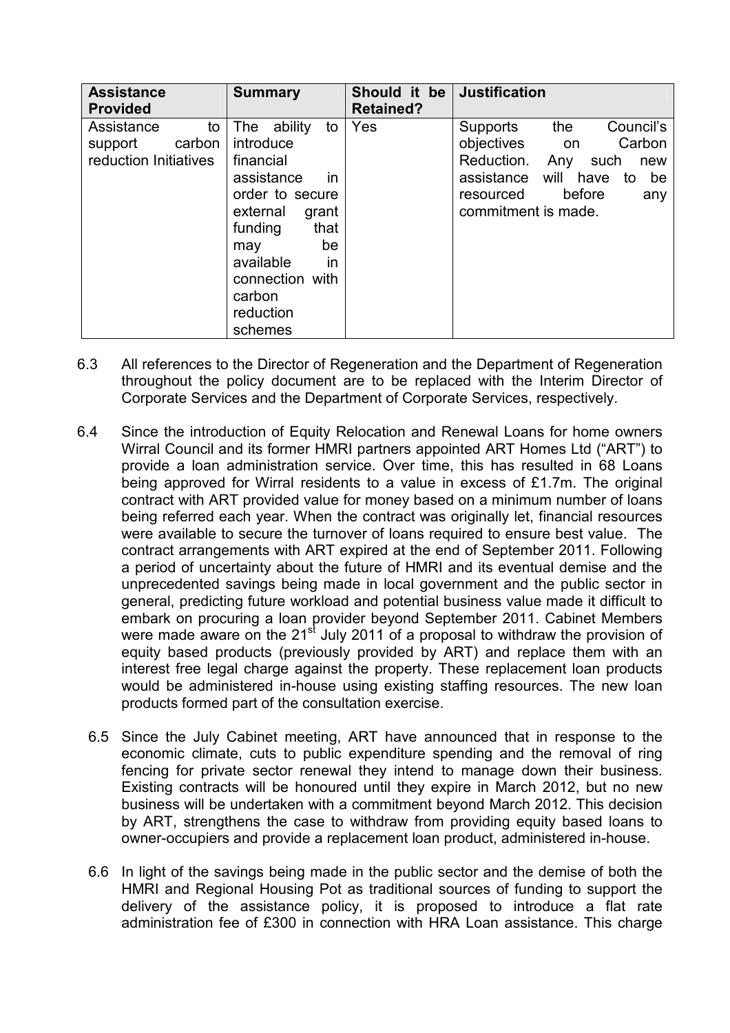| Assistance Provided | Summary | Should it be Retained? | Justification |
|---|---|---|---|
| Assistance to support carbon reduction Initiatives | The ability to introduce financial assistance in order to secure external grant funding that may be available in connection with carbon reduction schemes | Yes | Supports the Council's objectives on Carbon Reduction. Any such new assistance will have to be resourced before any commitment is made. |

6.3 All references to the Director of Regeneration and the Department of Regeneration throughout the policy document are to be replaced with the Interim Director of Corporate Services and the Department of Corporate Services, respectively.

6.4 Since the introduction of Equity Relocation and Renewal Loans for home owners Wirral Council and its former HMRI partners appointed ART Homes Ltd ("ART") to provide a loan administration service. Over time, this has resulted in 68 Loans being approved for Wirral residents to a value in excess of £1.7m. The original contract with ART provided value for money based on a minimum number of loans being referred each year. When the contract was originally let, financial resources were available to secure the turnover of loans required to ensure best value. The contract arrangements with ART expired at the end of September 2011. Following a period of uncertainty about the future of HMRI and its eventual demise and the unprecedented savings being made in local government and the public sector in general, predicting future workload and potential business value made it difficult to embark on procuring a loan provider beyond September 2011. Cabinet Members were made aware on the 21st July 2011 of a proposal to withdraw the provision of equity based products (previously provided by ART) and replace them with an interest free legal charge against the property. These replacement loan products would be administered in-house using existing staffing resources. The new loan products formed part of the consultation exercise.

6.5 Since the July Cabinet meeting, ART have announced that in response to the economic climate, cuts to public expenditure spending and the removal of ring fencing for private sector renewal they intend to manage down their business. Existing contracts will be honoured until they expire in March 2012, but no new business will be undertaken with a commitment beyond March 2012. This decision by ART, strengthens the case to withdraw from providing equity based loans to owner-occupiers and provide a replacement loan product, administered in-house.

6.6 In light of the savings being made in the public sector and the demise of both the HMRI and Regional Housing Pot as traditional sources of funding to support the delivery of the assistance policy, it is proposed to introduce a flat rate administration fee of £300 in connection with HRA Loan assistance. This charge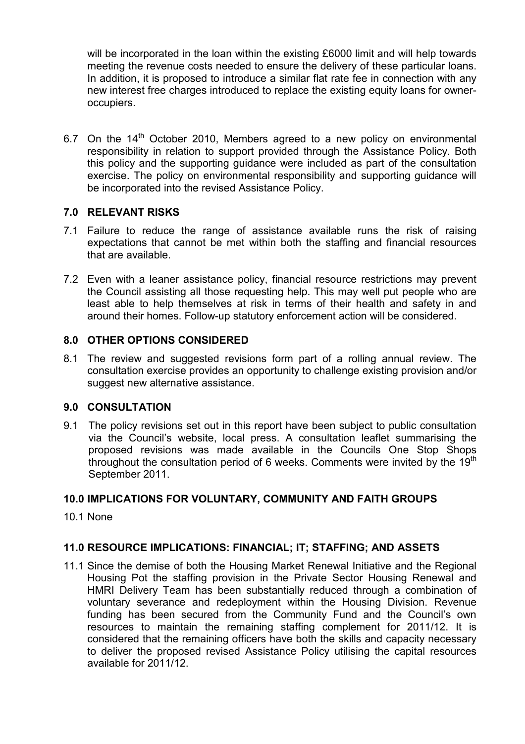will be incorporated in the loan within the existing £6000 limit and will help towards meeting the revenue costs needed to ensure the delivery of these particular loans. In addition, it is proposed to introduce a similar flat rate fee in connection with any new interest free charges introduced to replace the existing equity loans for owner-occupiers.

6.7 On the 14th October 2010, Members agreed to a new policy on environmental responsibility in relation to support provided through the Assistance Policy. Both this policy and the supporting guidance were included as part of the consultation exercise. The policy on environmental responsibility and supporting guidance will be incorporated into the revised Assistance Policy.

## 7.0 RELEVANT RISKS

7.1 Failure to reduce the range of assistance available runs the risk of raising expectations that cannot be met within both the staffing and financial resources that are available.

7.2 Even with a leaner assistance policy, financial resource restrictions may prevent the Council assisting all those requesting help. This may well put people who are least able to help themselves at risk in terms of their health and safety in and around their homes. Follow-up statutory enforcement action will be considered.

## 8.0 OTHER OPTIONS CONSIDERED

8.1 The review and suggested revisions form part of a rolling annual review. The consultation exercise provides an opportunity to challenge existing provision and/or suggest new alternative assistance.

## 9.0 CONSULTATION

9.1 The policy revisions set out in this report have been subject to public consultation via the Council's website, local press. A consultation leaflet summarising the proposed revisions was made available in the Councils One Stop Shops throughout the consultation period of 6 weeks. Comments were invited by the 19th September 2011.

## 10.0 IMPLICATIONS FOR VOLUNTARY, COMMUNITY AND FAITH GROUPS

10.1 None

## 11.0 RESOURCE IMPLICATIONS: FINANCIAL; IT; STAFFING; AND ASSETS

11.1 Since the demise of both the Housing Market Renewal Initiative and the Regional Housing Pot the staffing provision in the Private Sector Housing Renewal and HMRI Delivery Team has been substantially reduced through a combination of voluntary severance and redeployment within the Housing Division. Revenue funding has been secured from the Community Fund and the Council's own resources to maintain the remaining staffing complement for 2011/12. It is considered that the remaining officers have both the skills and capacity necessary to deliver the proposed revised Assistance Policy utilising the capital resources available for 2011/12.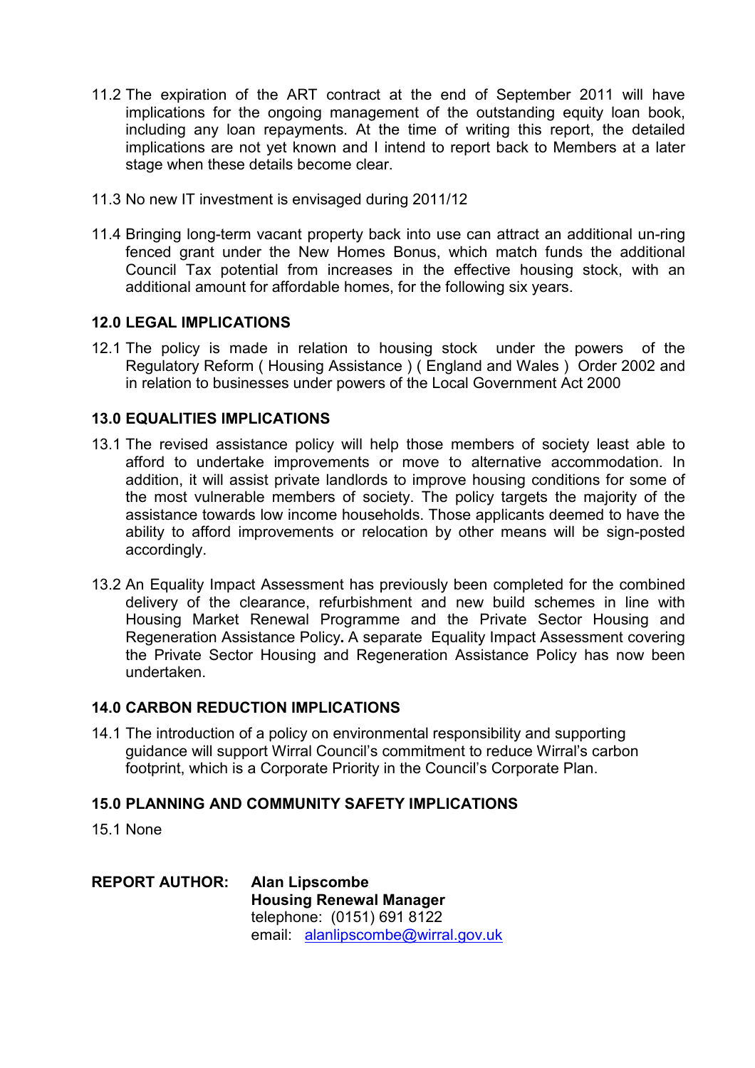11.2 The expiration of the ART contract at the end of September 2011 will have implications for the ongoing management of the outstanding equity loan book, including any loan repayments. At the time of writing this report, the detailed implications are not yet known and I intend to report back to Members at a later stage when these details become clear.

11.3 No new IT investment is envisaged during 2011/12

11.4 Bringing long-term vacant property back into use can attract an additional un-ring fenced grant under the New Homes Bonus, which match funds the additional Council Tax potential from increases in the effective housing stock, with an additional amount for affordable homes, for the following six years.

## 12.0 LEGAL IMPLICATIONS

12.1 The policy is made in relation to housing stock under the powers of the Regulatory Reform ( Housing Assistance ) ( England and Wales ) Order 2002 and in relation to businesses under powers of the Local Government Act 2000

## 13.0 EQUALITIES IMPLICATIONS

13.1 The revised assistance policy will help those members of society least able to afford to undertake improvements or move to alternative accommodation. In addition, it will assist private landlords to improve housing conditions for some of the most vulnerable members of society. The policy targets the majority of the assistance towards low income households. Those applicants deemed to have the ability to afford improvements or relocation by other means will be sign-posted accordingly.

13.2 An Equality Impact Assessment has previously been completed for the combined delivery of the clearance, refurbishment and new build schemes in line with Housing Market Renewal Programme and the Private Sector Housing and Regeneration Assistance Policy**.** A separate Equality Impact Assessment covering the Private Sector Housing and Regeneration Assistance Policy has now been undertaken.

## 14.0 CARBON REDUCTION IMPLICATIONS

14.1 The introduction of a policy on environmental responsibility and supporting guidance will support Wirral Council's commitment to reduce Wirral's carbon footprint, which is a Corporate Priority in the Council's Corporate Plan.

## 15.0 PLANNING AND COMMUNITY SAFETY IMPLICATIONS

15.1 None

**REPORT AUTHOR:** **Alan Lipscombe**
**Housing Renewal Manager**
telephone: (0151) 691 8122
email: alanlipscombe@wirral.gov.uk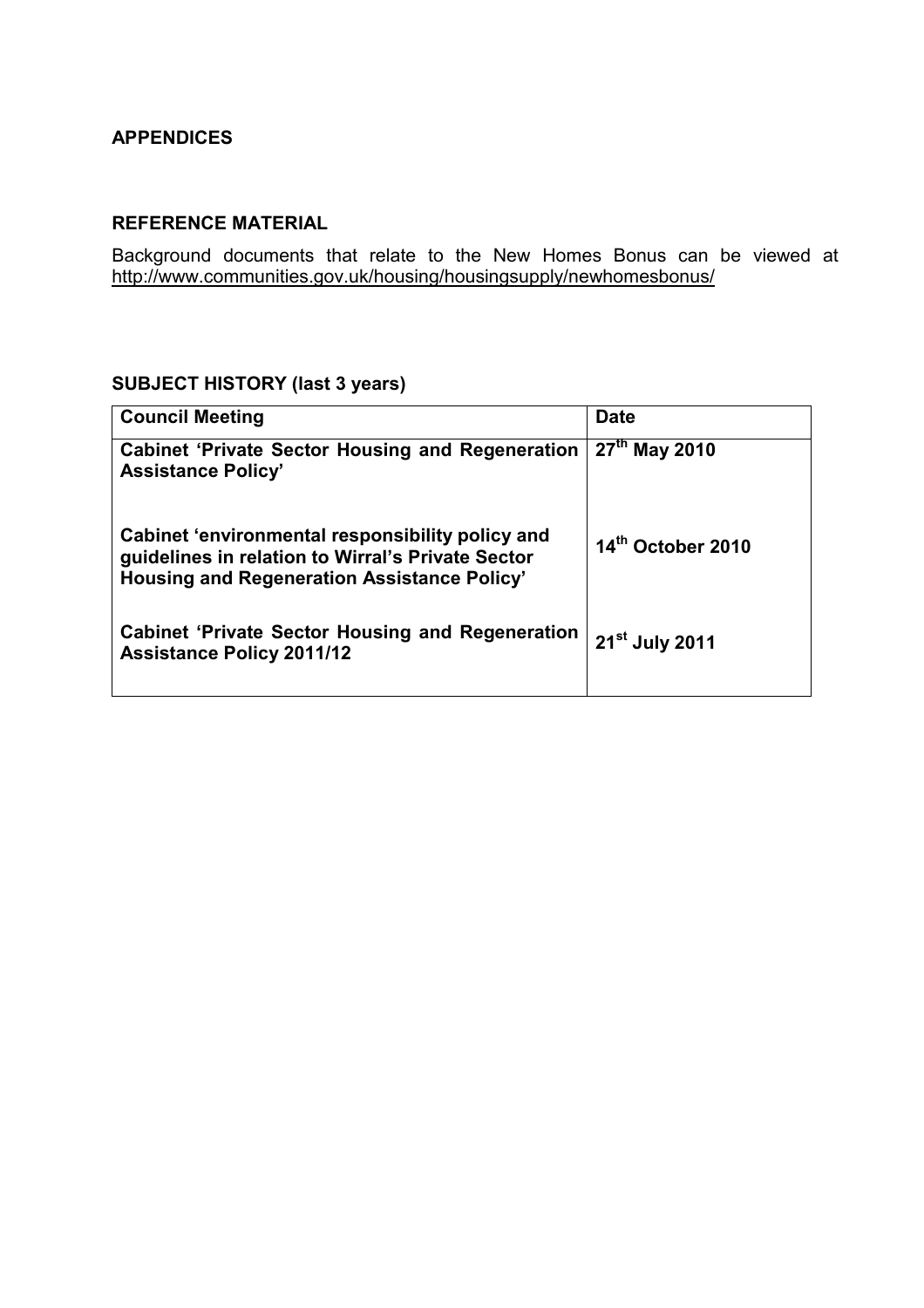## APPENDICES

## REFERENCE MATERIAL

Background documents that relate to the New Homes Bonus can be viewed at http://www.communities.gov.uk/housing/housingsupply/newhomesbonus/

## SUBJECT HISTORY (last 3 years)

| Council Meeting | Date |
|---|---|
| **Cabinet 'Private Sector Housing and Regeneration Assistance Policy'** | **27th May 2010** |
| **Cabinet 'environmental responsibility policy and guidelines in relation to Wirral's Private Sector Housing and Regeneration Assistance Policy'** | **14th October 2010** |
| **Cabinet 'Private Sector Housing and Regeneration Assistance Policy 2011/12** | **21st July 2011** |